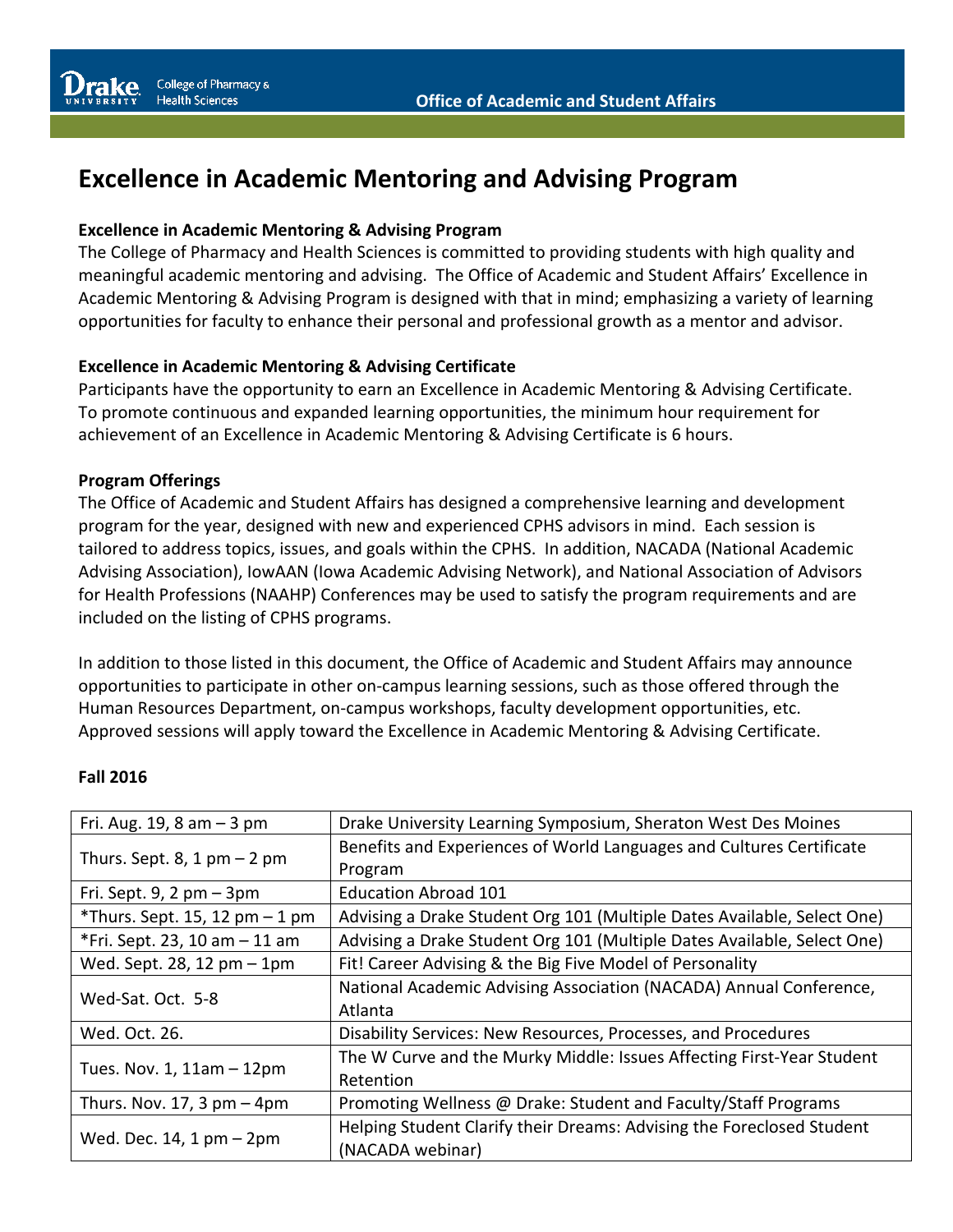# Excellence in Academic Mentoring and Advising Program

**Excellence in Academic Mentoring & Advising Program**

The College of Pharmacy and Health Sciences is committed to providing students with high quality and meaningful academic mentoring and advising. The Office of Academic and Student Affairs' Excellence in Academic Mentoring & Advising Program is designed with that in mind; emphasizing a variety of learning opportunities for faculty to enhance their personal and professional growth as a mentor and advisor.

**Excellence in Academic Mentoring & Advising Certificate**

Participants have the opportunity to earn an Excellence in Academic Mentoring & Advising Certificate. To promote continuous and expanded learning opportunities, the minimum hour requirement for achievement of an Excellence in Academic Mentoring & Advising Certificate is 6 hours.

**Program Offerings**

The Office of Academic and Student Affairs has designed a comprehensive learning and development program for the year, designed with new and experienced CPHS advisors in mind. Each session is tailored to address topics, issues, and goals within the CPHS. In addition, NACADA (National Academic Advising Association), IowAAN (Iowa Academic Advising Network), and National Association of Advisors for Health Professions (NAAHP) Conferences may be used to satisfy the program requirements and are included on the listing of CPHS programs.

In addition to those listed in this document, the Office of Academic and Student Affairs may announce opportunities to participate in other on-campus learning sessions, such as those offered through the Human Resources Department, on-campus workshops, faculty development opportunities, etc. Approved sessions will apply toward the Excellence in Academic Mentoring & Advising Certificate.

**Fall 2016**

| Date | Session |
|---|---|
| Fri. Aug. 19, 8 am – 3 pm | Drake University Learning Symposium, Sheraton West Des Moines |
| Thurs. Sept. 8, 1 pm – 2 pm | Benefits and Experiences of World Languages and Cultures Certificate Program |
| Fri. Sept. 9, 2 pm – 3pm | Education Abroad 101 |
| *Thurs. Sept. 15, 12 pm – 1 pm | Advising a Drake Student Org 101 (Multiple Dates Available, Select One) |
| *Fri. Sept. 23, 10 am – 11 am | Advising a Drake Student Org 101 (Multiple Dates Available, Select One) |
| Wed. Sept. 28, 12 pm – 1pm | Fit! Career Advising & the Big Five Model of Personality |
| Wed-Sat. Oct. 5-8 | National Academic Advising Association (NACADA) Annual Conference, Atlanta |
| Wed. Oct. 26. | Disability Services: New Resources, Processes, and Procedures |
| Tues. Nov. 1, 11am – 12pm | The W Curve and the Murky Middle: Issues Affecting First-Year Student Retention |
| Thurs. Nov. 17, 3 pm – 4pm | Promoting Wellness @ Drake: Student and Faculty/Staff Programs |
| Wed. Dec. 14, 1 pm – 2pm | Helping Student Clarify their Dreams: Advising the Foreclosed Student (NACADA webinar) |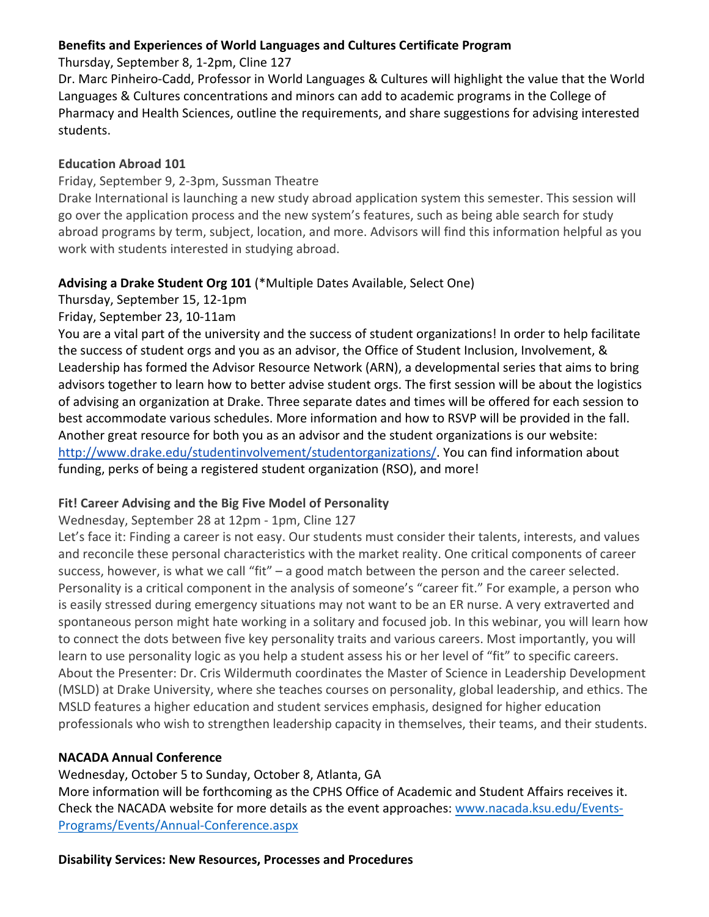**Benefits and Experiences of World Languages and Cultures Certificate Program**

Thursday, September 8, 1-2pm, Cline 127

Dr. Marc Pinheiro-Cadd, Professor in World Languages & Cultures will highlight the value that the World Languages & Cultures concentrations and minors can add to academic programs in the College of Pharmacy and Health Sciences, outline the requirements, and share suggestions for advising interested students.

**Education Abroad 101**

Friday, September 9, 2-3pm, Sussman Theatre

Drake International is launching a new study abroad application system this semester. This session will go over the application process and the new system's features, such as being able search for study abroad programs by term, subject, location, and more. Advisors will find this information helpful as you work with students interested in studying abroad.

**Advising a Drake Student Org 101** (*Multiple Dates Available, Select One)

Thursday, September 15, 12-1pm

Friday, September 23, 10-11am

You are a vital part of the university and the success of student organizations! In order to help facilitate the success of student orgs and you as an advisor, the Office of Student Inclusion, Involvement, & Leadership has formed the Advisor Resource Network (ARN), a developmental series that aims to bring advisors together to learn how to better advise student orgs. The first session will be about the logistics of advising an organization at Drake. Three separate dates and times will be offered for each session to best accommodate various schedules. More information and how to RSVP will be provided in the fall. Another great resource for both you as an advisor and the student organizations is our website: http://www.drake.edu/studentinvolvement/studentorganizations/. You can find information about funding, perks of being a registered student organization (RSO), and more!

**Fit! Career Advising and the Big Five Model of Personality**

Wednesday, September 28 at 12pm - 1pm, Cline 127

Let's face it: Finding a career is not easy. Our students must consider their talents, interests, and values and reconcile these personal characteristics with the market reality. One critical components of career success, however, is what we call "fit" – a good match between the person and the career selected. Personality is a critical component in the analysis of someone's "career fit." For example, a person who is easily stressed during emergency situations may not want to be an ER nurse. A very extraverted and spontaneous person might hate working in a solitary and focused job. In this webinar, you will learn how to connect the dots between five key personality traits and various careers. Most importantly, you will learn to use personality logic as you help a student assess his or her level of "fit" to specific careers. About the Presenter: Dr. Cris Wildermuth coordinates the Master of Science in Leadership Development (MSLD) at Drake University, where she teaches courses on personality, global leadership, and ethics. The MSLD features a higher education and student services emphasis, designed for higher education professionals who wish to strengthen leadership capacity in themselves, their teams, and their students.

**NACADA Annual Conference**

Wednesday, October 5 to Sunday, October 8, Atlanta, GA

More information will be forthcoming as the CPHS Office of Academic and Student Affairs receives it. Check the NACADA website for more details as the event approaches: www.nacada.ksu.edu/Events-Programs/Events/Annual-Conference.aspx

**Disability Services: New Resources, Processes and Procedures**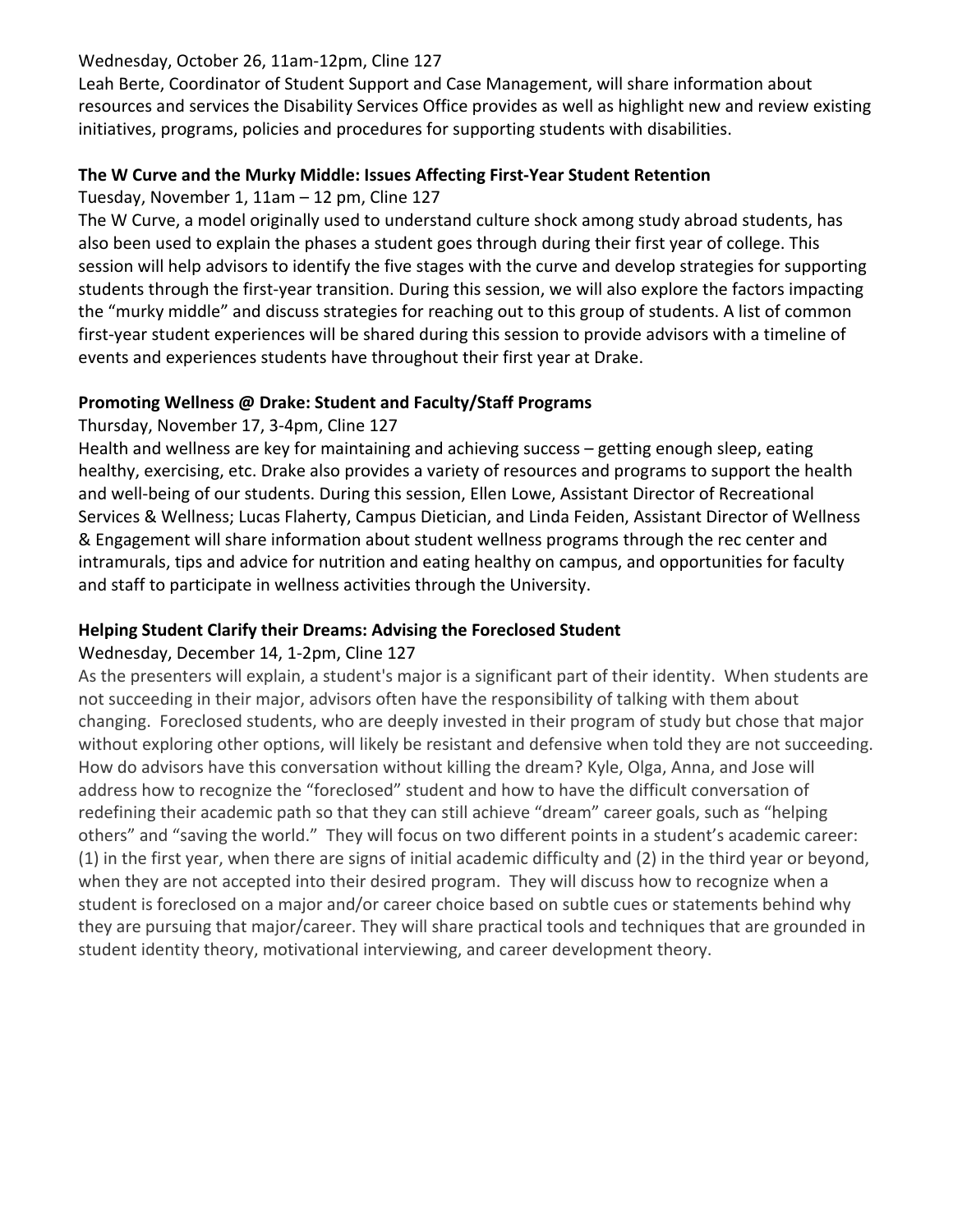Wednesday, October 26, 11am-12pm, Cline 127

Leah Berte, Coordinator of Student Support and Case Management, will share information about resources and services the Disability Services Office provides as well as highlight new and review existing initiatives, programs, policies and procedures for supporting students with disabilities.

**The W Curve and the Murky Middle: Issues Affecting First-Year Student Retention**

Tuesday, November 1, 11am – 12 pm, Cline 127

The W Curve, a model originally used to understand culture shock among study abroad students, has also been used to explain the phases a student goes through during their first year of college. This session will help advisors to identify the five stages with the curve and develop strategies for supporting students through the first-year transition. During this session, we will also explore the factors impacting the "murky middle" and discuss strategies for reaching out to this group of students. A list of common first-year student experiences will be shared during this session to provide advisors with a timeline of events and experiences students have throughout their first year at Drake.

**Promoting Wellness @ Drake: Student and Faculty/Staff Programs**

Thursday, November 17, 3-4pm, Cline 127

Health and wellness are key for maintaining and achieving success – getting enough sleep, eating healthy, exercising, etc. Drake also provides a variety of resources and programs to support the health and well-being of our students. During this session, Ellen Lowe, Assistant Director of Recreational Services & Wellness; Lucas Flaherty, Campus Dietician, and Linda Feiden, Assistant Director of Wellness & Engagement will share information about student wellness programs through the rec center and intramurals, tips and advice for nutrition and eating healthy on campus, and opportunities for faculty and staff to participate in wellness activities through the University.

**Helping Student Clarify their Dreams: Advising the Foreclosed Student**

Wednesday, December 14, 1-2pm, Cline 127

As the presenters will explain, a student's major is a significant part of their identity. When students are not succeeding in their major, advisors often have the responsibility of talking with them about changing. Foreclosed students, who are deeply invested in their program of study but chose that major without exploring other options, will likely be resistant and defensive when told they are not succeeding. How do advisors have this conversation without killing the dream? Kyle, Olga, Anna, and Jose will address how to recognize the "foreclosed" student and how to have the difficult conversation of redefining their academic path so that they can still achieve "dream" career goals, such as "helping others" and "saving the world." They will focus on two different points in a student's academic career: (1) in the first year, when there are signs of initial academic difficulty and (2) in the third year or beyond, when they are not accepted into their desired program. They will discuss how to recognize when a student is foreclosed on a major and/or career choice based on subtle cues or statements behind why they are pursuing that major/career. They will share practical tools and techniques that are grounded in student identity theory, motivational interviewing, and career development theory.